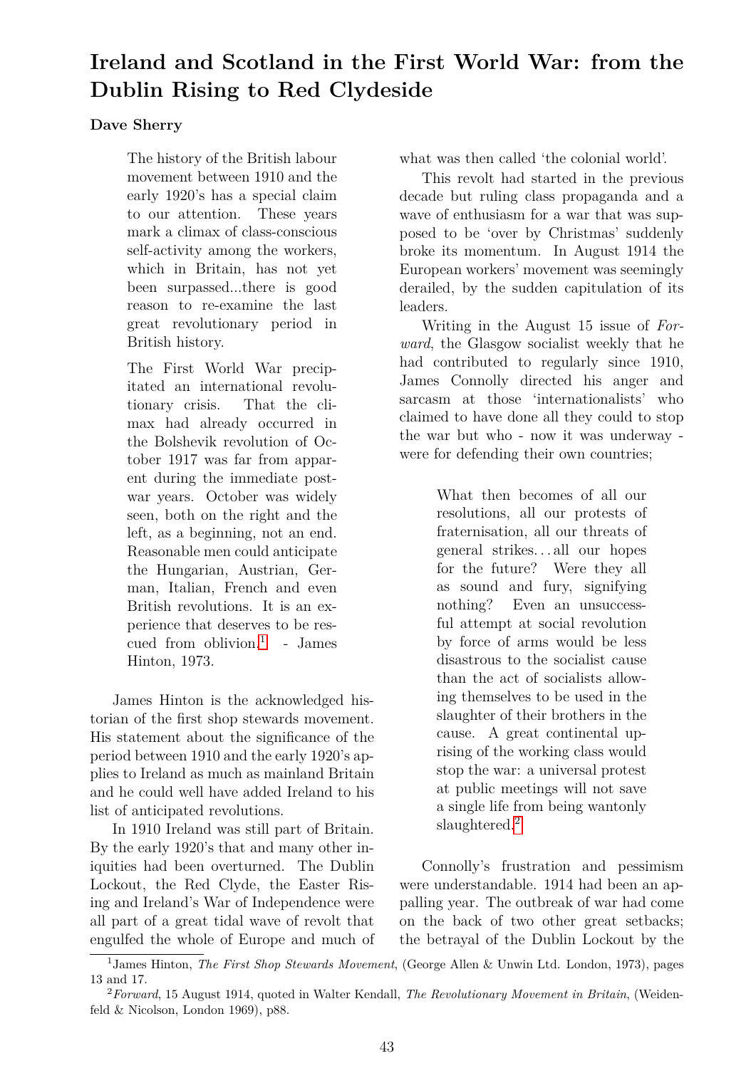# Ireland and Scotland in the First World War: from the Dublin Rising to Red Clydeside

**Dave Sherry**

> The history of the British labour movement between 1910 and the early 1920's has a special claim to our attention. These years mark a climax of class-conscious self-activity among the workers, which in Britain, has not yet been surpassed...there is good reason to re-examine the last great revolutionary period in British history.
>
> The First World War precipitated an international revolutionary crisis. That the climax had already occurred in the Bolshevik revolution of October 1917 was far from apparent during the immediate post-war years. October was widely seen, both on the right and the left, as a beginning, not an end. Reasonable men could anticipate the Hungarian, Austrian, German, Italian, French and even British revolutions. It is an experience that deserves to be rescued from oblivion.[1] - James Hinton, 1973.

James Hinton is the acknowledged historian of the first shop stewards movement. His statement about the significance of the period between 1910 and the early 1920's applies to Ireland as much as mainland Britain and he could well have added Ireland to his list of anticipated revolutions.

In 1910 Ireland was still part of Britain. By the early 1920's that and many other iniquities had been overturned. The Dublin Lockout, the Red Clyde, the Easter Rising and Ireland's War of Independence were all part of a great tidal wave of revolt that engulfed the whole of Europe and much of what was then called 'the colonial world'.

This revolt had started in the previous decade but ruling class propaganda and a wave of enthusiasm for a war that was supposed to be 'over by Christmas' suddenly broke its momentum. In August 1914 the European workers' movement was seemingly derailed, by the sudden capitulation of its leaders.

Writing in the August 15 issue of *Forward*, the Glasgow socialist weekly that he had contributed to regularly since 1910, James Connolly directed his anger and sarcasm at those 'internationalists' who claimed to have done all they could to stop the war but who - now it was underway - were for defending their own countries;

> What then becomes of all our resolutions, all our protests of fraternisation, all our threats of general strikes... all our hopes for the future? Were they all as sound and fury, signifying nothing? Even an unsuccessful attempt at social revolution by force of arms would be less disastrous to the socialist cause than the act of socialists allowing themselves to be used in the slaughter of their brothers in the cause. A great continental uprising of the working class would stop the war: a universal protest at public meetings will not save a single life from being wantonly slaughtered.[2]

Connolly's frustration and pessimism were understandable. 1914 had been an appalling year. The outbreak of war had come on the back of two other great setbacks; the betrayal of the Dublin Lockout by the

---

[1] James Hinton, *The First Shop Stewards Movement*, (George Allen & Unwin Ltd. London, 1973), pages 13 and 17.

[2] *Forward*, 15 August 1914, quoted in Walter Kendall, *The Revolutionary Movement in Britain*, (Weidenfeld & Nicolson, London 1969), p88.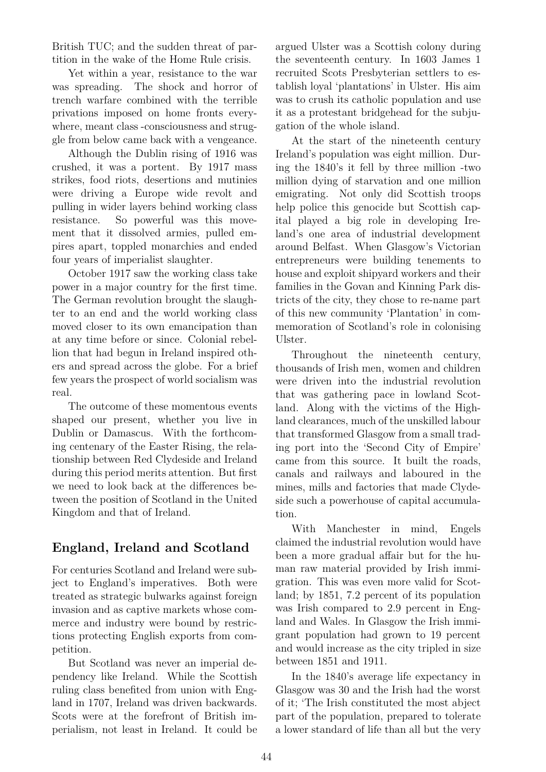British TUC; and the sudden threat of partition in the wake of the Home Rule crisis.

Yet within a year, resistance to the war was spreading. The shock and horror of trench warfare combined with the terrible privations imposed on home fronts everywhere, meant class -consciousness and struggle from below came back with a vengeance.

Although the Dublin rising of 1916 was crushed, it was a portent. By 1917 mass strikes, food riots, desertions and mutinies were driving a Europe wide revolt and pulling in wider layers behind working class resistance. So powerful was this movement that it dissolved armies, pulled empires apart, toppled monarchies and ended four years of imperialist slaughter.

October 1917 saw the working class take power in a major country for the first time. The German revolution brought the slaughter to an end and the world working class moved closer to its own emancipation than at any time before or since. Colonial rebellion that had begun in Ireland inspired others and spread across the globe. For a brief few years the prospect of world socialism was real.

The outcome of these momentous events shaped our present, whether you live in Dublin or Damascus. With the forthcoming centenary of the Easter Rising, the relationship between Red Clydeside and Ireland during this period merits attention. But first we need to look back at the differences between the position of Scotland in the United Kingdom and that of Ireland.

## England, Ireland and Scotland

For centuries Scotland and Ireland were subject to England's imperatives. Both were treated as strategic bulwarks against foreign invasion and as captive markets whose commerce and industry were bound by restrictions protecting English exports from competition.

But Scotland was never an imperial dependency like Ireland. While the Scottish ruling class benefited from union with England in 1707, Ireland was driven backwards. Scots were at the forefront of British imperialism, not least in Ireland. It could be argued Ulster was a Scottish colony during the seventeenth century. In 1603 James 1 recruited Scots Presbyterian settlers to establish loyal 'plantations' in Ulster. His aim was to crush its catholic population and use it as a protestant bridgehead for the subjugation of the whole island.

At the start of the nineteenth century Ireland's population was eight million. During the 1840's it fell by three million -two million dying of starvation and one million emigrating. Not only did Scottish troops help police this genocide but Scottish capital played a big role in developing Ireland's one area of industrial development around Belfast. When Glasgow's Victorian entrepreneurs were building tenements to house and exploit shipyard workers and their families in the Govan and Kinning Park districts of the city, they chose to re-name part of this new community 'Plantation' in commemoration of Scotland's role in colonising Ulster.

Throughout the nineteenth century, thousands of Irish men, women and children were driven into the industrial revolution that was gathering pace in lowland Scotland. Along with the victims of the Highland clearances, much of the unskilled labour that transformed Glasgow from a small trading port into the 'Second City of Empire' came from this source. It built the roads, canals and railways and laboured in the mines, mills and factories that made Clydeside such a powerhouse of capital accumulation.

With Manchester in mind, Engels claimed the industrial revolution would have been a more gradual affair but for the human raw material provided by Irish immigration. This was even more valid for Scotland; by 1851, 7.2 percent of its population was Irish compared to 2.9 percent in England and Wales. In Glasgow the Irish immigrant population had grown to 19 percent and would increase as the city tripled in size between 1851 and 1911.

In the 1840's average life expectancy in Glasgow was 30 and the Irish had the worst of it; 'The Irish constituted the most abject part of the population, prepared to tolerate a lower standard of life than all but the very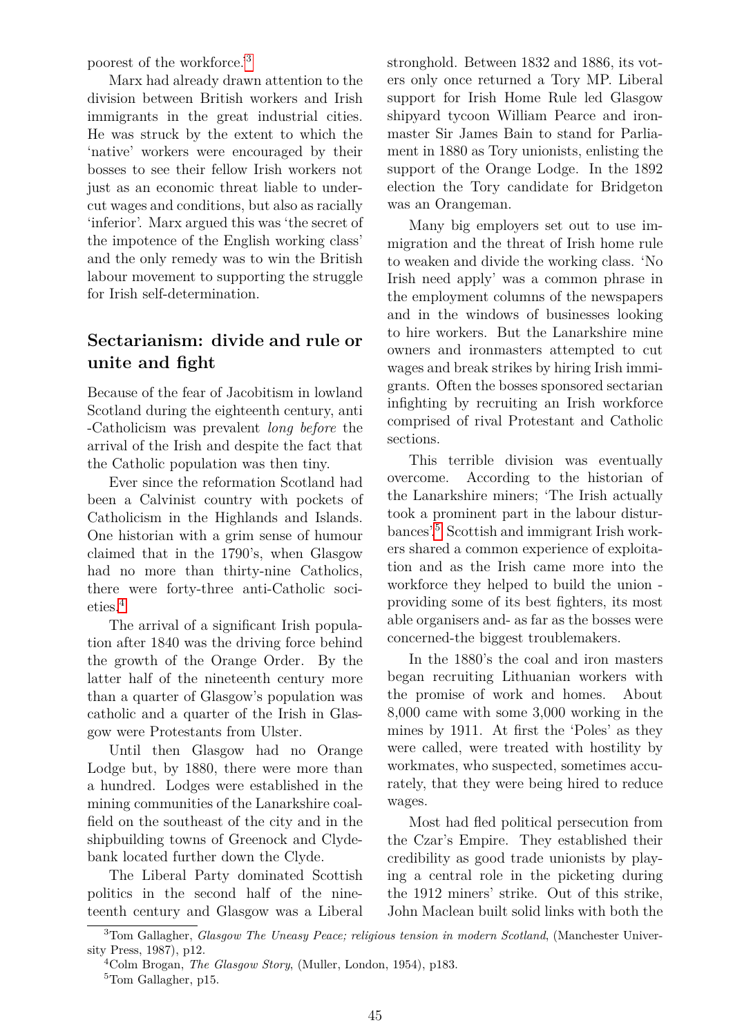poorest of the workforce.[3]

Marx had already drawn attention to the division between British workers and Irish immigrants in the great industrial cities. He was struck by the extent to which the 'native' workers were encouraged by their bosses to see their fellow Irish workers not just as an economic threat liable to undercut wages and conditions, but also as racially 'inferior'. Marx argued this was 'the secret of the impotence of the English working class' and the only remedy was to win the British labour movement to supporting the struggle for Irish self-determination.

## Sectarianism: divide and rule or unite and fight

Because of the fear of Jacobitism in lowland Scotland during the eighteenth century, anti -Catholicism was prevalent *long before* the arrival of the Irish and despite the fact that the Catholic population was then tiny.

Ever since the reformation Scotland had been a Calvinist country with pockets of Catholicism in the Highlands and Islands. One historian with a grim sense of humour claimed that in the 1790's, when Glasgow had no more than thirty-nine Catholics, there were forty-three anti-Catholic societies.[4]

The arrival of a significant Irish population after 1840 was the driving force behind the growth of the Orange Order. By the latter half of the nineteenth century more than a quarter of Glasgow's population was catholic and a quarter of the Irish in Glasgow were Protestants from Ulster.

Until then Glasgow had no Orange Lodge but, by 1880, there were more than a hundred. Lodges were established in the mining communities of the Lanarkshire coalfield on the southeast of the city and in the shipbuilding towns of Greenock and Clydebank located further down the Clyde.

The Liberal Party dominated Scottish politics in the second half of the nineteenth century and Glasgow was a Liberal stronghold. Between 1832 and 1886, its voters only once returned a Tory MP. Liberal support for Irish Home Rule led Glasgow shipyard tycoon William Pearce and ironmaster Sir James Bain to stand for Parliament in 1880 as Tory unionists, enlisting the support of the Orange Lodge. In the 1892 election the Tory candidate for Bridgeton was an Orangeman.

Many big employers set out to use immigration and the threat of Irish home rule to weaken and divide the working class. 'No Irish need apply' was a common phrase in the employment columns of the newspapers and in the windows of businesses looking to hire workers. But the Lanarkshire mine owners and ironmasters attempted to cut wages and break strikes by hiring Irish immigrants. Often the bosses sponsored sectarian infighting by recruiting an Irish workforce comprised of rival Protestant and Catholic sections.

This terrible division was eventually overcome. According to the historian of the Lanarkshire miners; 'The Irish actually took a prominent part in the labour disturbances'.[5] Scottish and immigrant Irish workers shared a common experience of exploitation and as the Irish came more into the workforce they helped to build the union - providing some of its best fighters, its most able organisers and- as far as the bosses were concerned-the biggest troublemakers.

In the 1880's the coal and iron masters began recruiting Lithuanian workers with the promise of work and homes. About 8,000 came with some 3,000 working in the mines by 1911. At first the 'Poles' as they were called, were treated with hostility by workmates, who suspected, sometimes accurately, that they were being hired to reduce wages.

Most had fled political persecution from the Czar's Empire. They established their credibility as good trade unionists by playing a central role in the picketing during the 1912 miners' strike. Out of this strike, John Maclean built solid links with both the

---

[3] Tom Gallagher, *Glasgow The Uneasy Peace; religious tension in modern Scotland*, (Manchester University Press, 1987), p12.

[4] Colm Brogan, *The Glasgow Story*, (Muller, London, 1954), p183.

[5] Tom Gallagher, p15.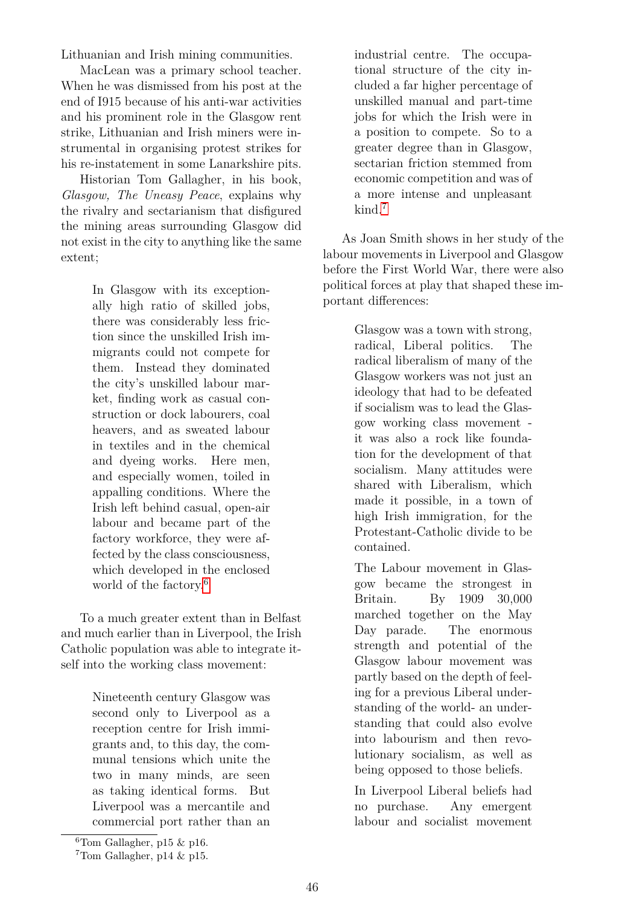Lithuanian and Irish mining communities.

MacLean was a primary school teacher. When he was dismissed from his post at the end of I915 because of his anti-war activities and his prominent role in the Glasgow rent strike, Lithuanian and Irish miners were instrumental in organising protest strikes for his re-instatement in some Lanarkshire pits.

Historian Tom Gallagher, in his book, *Glasgow, The Uneasy Peace*, explains why the rivalry and sectarianism that disfigured the mining areas surrounding Glasgow did not exist in the city to anything like the same extent;

> In Glasgow with its exceptionally high ratio of skilled jobs, there was considerably less friction since the unskilled Irish immigrants could not compete for them. Instead they dominated the city's unskilled labour market, finding work as casual construction or dock labourers, coal heavers, and as sweated labour in textiles and in the chemical and dyeing works. Here men, and especially women, toiled in appalling conditions. Where the Irish left behind casual, open-air labour and became part of the factory workforce, they were affected by the class consciousness, which developed in the enclosed world of the factory.[6]

To a much greater extent than in Belfast and much earlier than in Liverpool, the Irish Catholic population was able to integrate itself into the working class movement:

> Nineteenth century Glasgow was second only to Liverpool as a reception centre for Irish immigrants and, to this day, the communal tensions which unite the two in many minds, are seen as taking identical forms. But Liverpool was a mercantile and commercial port rather than an industrial centre. The occupational structure of the city included a far higher percentage of unskilled manual and part-time jobs for which the Irish were in a position to compete. So to a greater degree than in Glasgow, sectarian friction stemmed from economic competition and was of a more intense and unpleasant kind.[7]

As Joan Smith shows in her study of the labour movements in Liverpool and Glasgow before the First World War, there were also political forces at play that shaped these important differences:

> Glasgow was a town with strong, radical, Liberal politics. The radical liberalism of many of the Glasgow workers was not just an ideology that had to be defeated if socialism was to lead the Glasgow working class movement - it was also a rock like foundation for the development of that socialism. Many attitudes were shared with Liberalism, which made it possible, in a town of high Irish immigration, for the Protestant-Catholic divide to be contained.
>
> The Labour movement in Glasgow became the strongest in Britain. By 1909 30,000 marched together on the May Day parade. The enormous strength and potential of the Glasgow labour movement was partly based on the depth of feeling for a previous Liberal understanding of the world- an understanding that could also evolve into labourism and then revolutionary socialism, as well as being opposed to those beliefs.
>
> In Liverpool Liberal beliefs had no purchase. Any emergent labour and socialist movement

[6] Tom Gallagher, p15 & p16.

[7] Tom Gallagher, p14 & p15.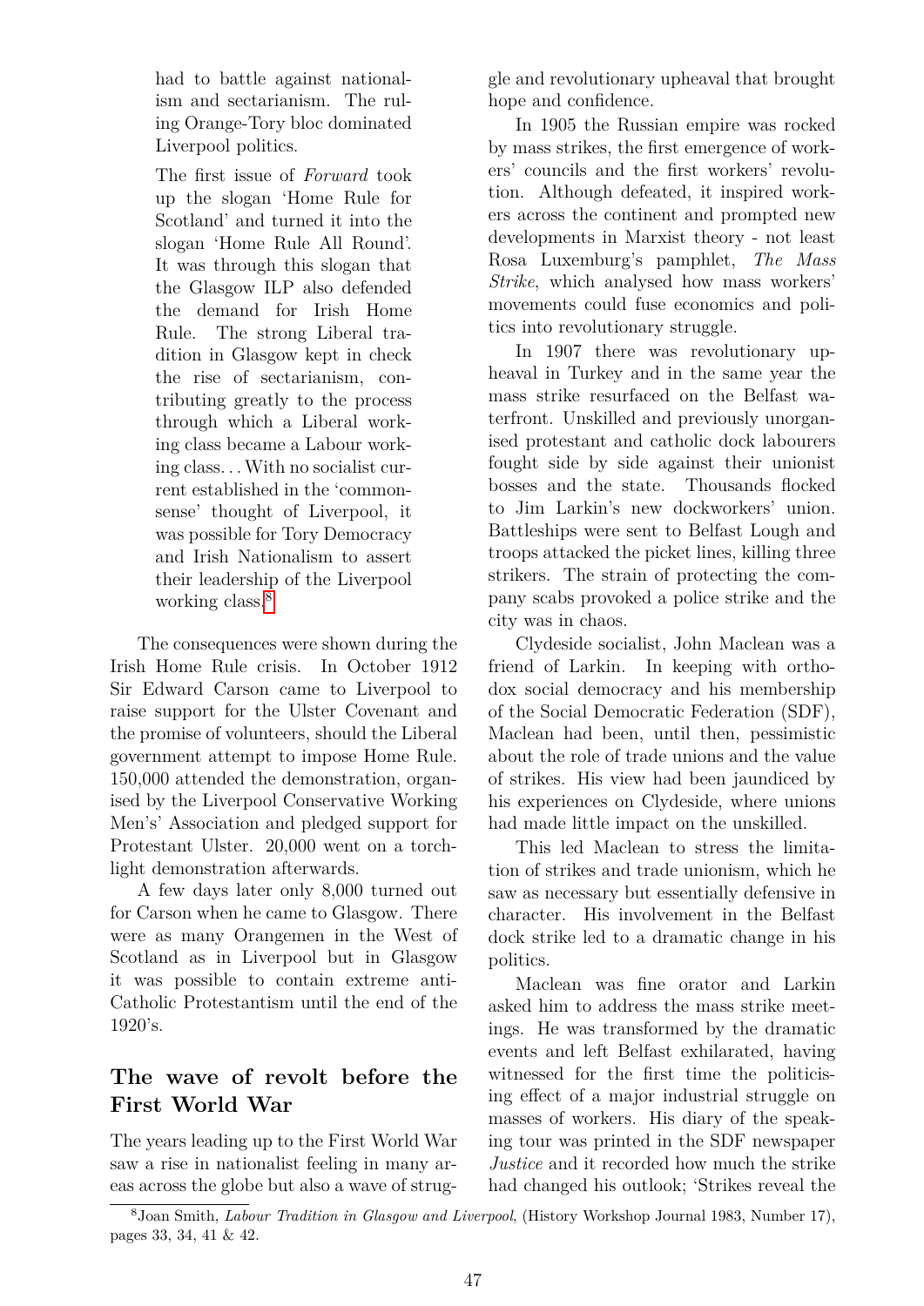> had to battle against nationalism and sectarianism. The ruling Orange-Tory bloc dominated Liverpool politics.
>
> The first issue of *Forward* took up the slogan 'Home Rule for Scotland' and turned it into the slogan 'Home Rule All Round'. It was through this slogan that the Glasgow ILP also defended the demand for Irish Home Rule. The strong Liberal tradition in Glasgow kept in check the rise of sectarianism, contributing greatly to the process through which a Liberal working class became a Labour working class. . . With no socialist current established in the 'commonsense' thought of Liverpool, it was possible for Tory Democracy and Irish Nationalism to assert their leadership of the Liverpool working class.[8]

The consequences were shown during the Irish Home Rule crisis. In October 1912 Sir Edward Carson came to Liverpool to raise support for the Ulster Covenant and the promise of volunteers, should the Liberal government attempt to impose Home Rule. 150,000 attended the demonstration, organised by the Liverpool Conservative Working Men's' Association and pledged support for Protestant Ulster. 20,000 went on a torchlight demonstration afterwards.

A few days later only 8,000 turned out for Carson when he came to Glasgow. There were as many Orangemen in the West of Scotland as in Liverpool but in Glasgow it was possible to contain extreme anti-Catholic Protestantism until the end of the 1920's.

## The wave of revolt before the First World War

The years leading up to the First World War saw a rise in nationalist feeling in many areas across the globe but also a wave of struggle and revolutionary upheaval that brought hope and confidence.

In 1905 the Russian empire was rocked by mass strikes, the first emergence of workers' councils and the first workers' revolution. Although defeated, it inspired workers across the continent and prompted new developments in Marxist theory - not least Rosa Luxemburg's pamphlet, *The Mass Strike*, which analysed how mass workers' movements could fuse economics and politics into revolutionary struggle.

In 1907 there was revolutionary upheaval in Turkey and in the same year the mass strike resurfaced on the Belfast waterfront. Unskilled and previously unorganised protestant and catholic dock labourers fought side by side against their unionist bosses and the state. Thousands flocked to Jim Larkin's new dockworkers' union. Battleships were sent to Belfast Lough and troops attacked the picket lines, killing three strikers. The strain of protecting the company scabs provoked a police strike and the city was in chaos.

Clydeside socialist, John Maclean was a friend of Larkin. In keeping with orthodox social democracy and his membership of the Social Democratic Federation (SDF), Maclean had been, until then, pessimistic about the role of trade unions and the value of strikes. His view had been jaundiced by his experiences on Clydeside, where unions had made little impact on the unskilled.

This led Maclean to stress the limitation of strikes and trade unionism, which he saw as necessary but essentially defensive in character. His involvement in the Belfast dock strike led to a dramatic change in his politics.

Maclean was fine orator and Larkin asked him to address the mass strike meetings. He was transformed by the dramatic events and left Belfast exhilarated, having witnessed for the first time the politicising effect of a major industrial struggle on masses of workers. His diary of the speaking tour was printed in the SDF newspaper *Justice* and it recorded how much the strike had changed his outlook; 'Strikes reveal the

[8] Joan Smith, *Labour Tradition in Glasgow and Liverpool*, (History Workshop Journal 1983, Number 17), pages 33, 34, 41 & 42.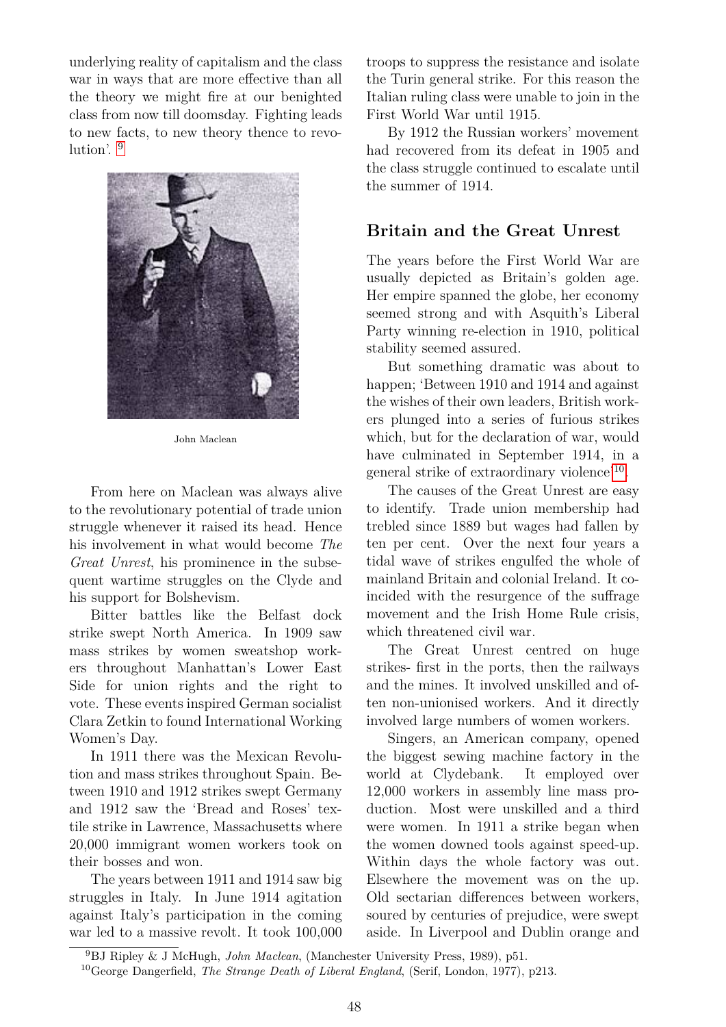underlying reality of capitalism and the class war in ways that are more effective than all the theory we might fire at our benighted class from now till doomsday. Fighting leads to new facts, to new theory thence to revolution'. [9]

John Maclean

From here on Maclean was always alive to the revolutionary potential of trade union struggle whenever it raised its head. Hence his involvement in what would become *The Great Unrest*, his prominence in the subsequent wartime struggles on the Clyde and his support for Bolshevism.

Bitter battles like the Belfast dock strike swept North America. In 1909 saw mass strikes by women sweatshop workers throughout Manhattan's Lower East Side for union rights and the right to vote. These events inspired German socialist Clara Zetkin to found International Working Women's Day.

In 1911 there was the Mexican Revolution and mass strikes throughout Spain. Between 1910 and 1912 strikes swept Germany and 1912 saw the 'Bread and Roses' textile strike in Lawrence, Massachusetts where 20,000 immigrant women workers took on their bosses and won.

The years between 1911 and 1914 saw big struggles in Italy. In June 1914 agitation against Italy's participation in the coming war led to a massive revolt. It took 100,000 troops to suppress the resistance and isolate the Turin general strike. For this reason the Italian ruling class were unable to join in the First World War until 1915.

By 1912 the Russian workers' movement had recovered from its defeat in 1905 and the class struggle continued to escalate until the summer of 1914.

## Britain and the Great Unrest

The years before the First World War are usually depicted as Britain's golden age. Her empire spanned the globe, her economy seemed strong and with Asquith's Liberal Party winning re-election in 1910, political stability seemed assured.

But something dramatic was about to happen; 'Between 1910 and 1914 and against the wishes of their own leaders, British workers plunged into a series of furious strikes which, but for the declaration of war, would have culminated in September 1914, in a general strike of extraordinary violence'[10].

The causes of the Great Unrest are easy to identify. Trade union membership had trebled since 1889 but wages had fallen by ten per cent. Over the next four years a tidal wave of strikes engulfed the whole of mainland Britain and colonial Ireland. It coincided with the resurgence of the suffrage movement and the Irish Home Rule crisis, which threatened civil war.

The Great Unrest centred on huge strikes- first in the ports, then the railways and the mines. It involved unskilled and often non-unionised workers. And it directly involved large numbers of women workers.

Singers, an American company, opened the biggest sewing machine factory in the world at Clydebank. It employed over 12,000 workers in assembly line mass production. Most were unskilled and a third were women. In 1911 a strike began when the women downed tools against speed-up. Within days the whole factory was out. Elsewhere the movement was on the up. Old sectarian differences between workers, soured by centuries of prejudice, were swept aside. In Liverpool and Dublin orange and

---

[9] BJ Ripley & J McHugh, *John Maclean*, (Manchester University Press, 1989), p51.

[10] George Dangerfield, *The Strange Death of Liberal England*, (Serif, London, 1977), p213.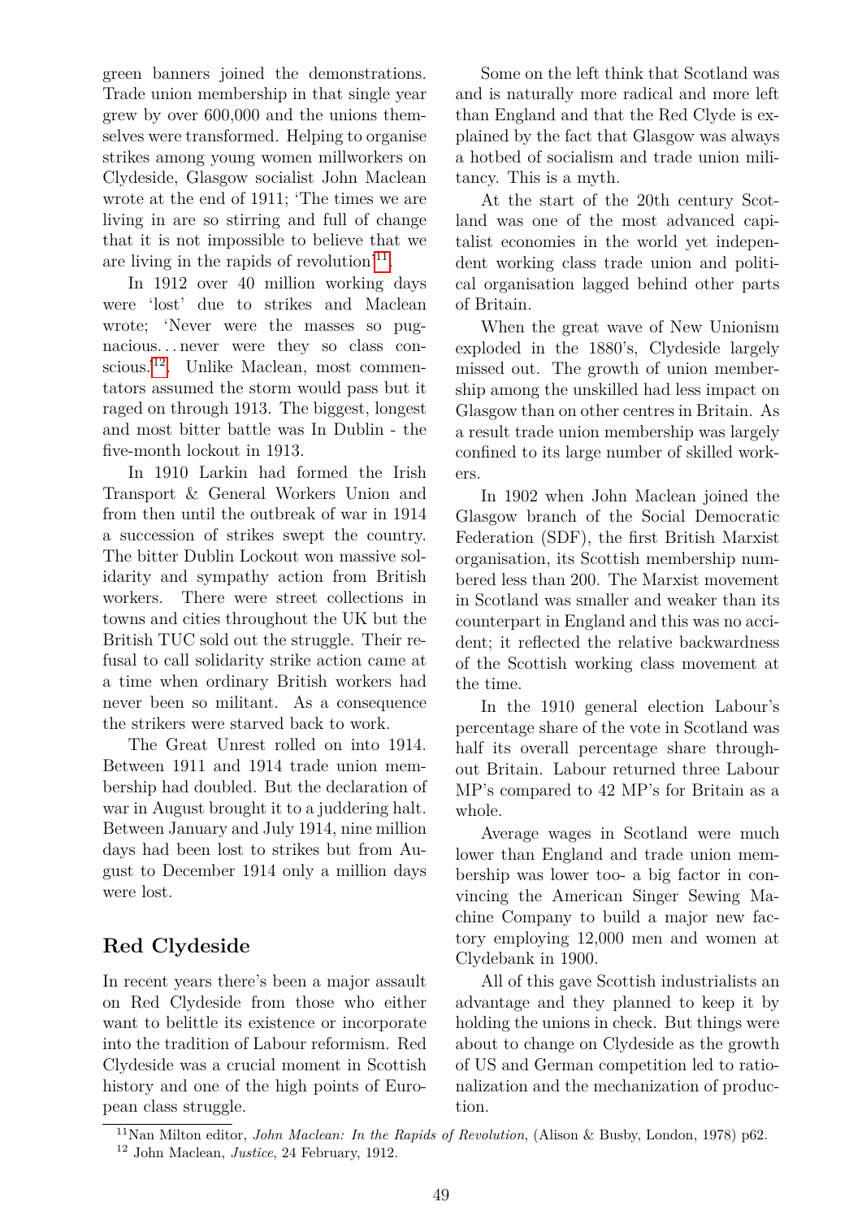green banners joined the demonstrations. Trade union membership in that single year grew by over 600,000 and the unions themselves were transformed. Helping to organise strikes among young women millworkers on Clydeside, Glasgow socialist John Maclean wrote at the end of 1911; 'The times we are living in are so stirring and full of change that it is not impossible to believe that we are living in the rapids of revolution'[11].

In 1912 over 40 million working days were 'lost' due to strikes and Maclean wrote; 'Never were the masses so pugnacious. . . never were they so class conscious.'[12]. Unlike Maclean, most commentators assumed the storm would pass but it raged on through 1913. The biggest, longest and most bitter battle was In Dublin - the five-month lockout in 1913.

In 1910 Larkin had formed the Irish Transport & General Workers Union and from then until the outbreak of war in 1914 a succession of strikes swept the country. The bitter Dublin Lockout won massive solidarity and sympathy action from British workers. There were street collections in towns and cities throughout the UK but the British TUC sold out the struggle. Their refusal to call solidarity strike action came at a time when ordinary British workers had never been so militant. As a consequence the strikers were starved back to work.

The Great Unrest rolled on into 1914. Between 1911 and 1914 trade union membership had doubled. But the declaration of war in August brought it to a juddering halt. Between January and July 1914, nine million days had been lost to strikes but from August to December 1914 only a million days were lost.

## Red Clydeside

In recent years there's been a major assault on Red Clydeside from those who either want to belittle its existence or incorporate into the tradition of Labour reformism. Red Clydeside was a crucial moment in Scottish history and one of the high points of European class struggle.

Some on the left think that Scotland was and is naturally more radical and more left than England and that the Red Clyde is explained by the fact that Glasgow was always a hotbed of socialism and trade union militancy. This is a myth.

At the start of the 20th century Scotland was one of the most advanced capitalist economies in the world yet independent working class trade union and political organisation lagged behind other parts of Britain.

When the great wave of New Unionism exploded in the 1880's, Clydeside largely missed out. The growth of union membership among the unskilled had less impact on Glasgow than on other centres in Britain. As a result trade union membership was largely confined to its large number of skilled workers.

In 1902 when John Maclean joined the Glasgow branch of the Social Democratic Federation (SDF), the first British Marxist organisation, its Scottish membership numbered less than 200. The Marxist movement in Scotland was smaller and weaker than its counterpart in England and this was no accident; it reflected the relative backwardness of the Scottish working class movement at the time.

In the 1910 general election Labour's percentage share of the vote in Scotland was half its overall percentage share throughout Britain. Labour returned three Labour MP's compared to 42 MP's for Britain as a whole.

Average wages in Scotland were much lower than England and trade union membership was lower too- a big factor in convincing the American Singer Sewing Machine Company to build a major new factory employing 12,000 men and women at Clydebank in 1900.

All of this gave Scottish industrialists an advantage and they planned to keep it by holding the unions in check. But things were about to change on Clydeside as the growth of US and German competition led to rationalization and the mechanization of production.

[11] Nan Milton editor, *John Maclean: In the Rapids of Revolution*, (Alison & Busby, London, 1978) p62.

[12] John Maclean, *Justice*, 24 February, 1912.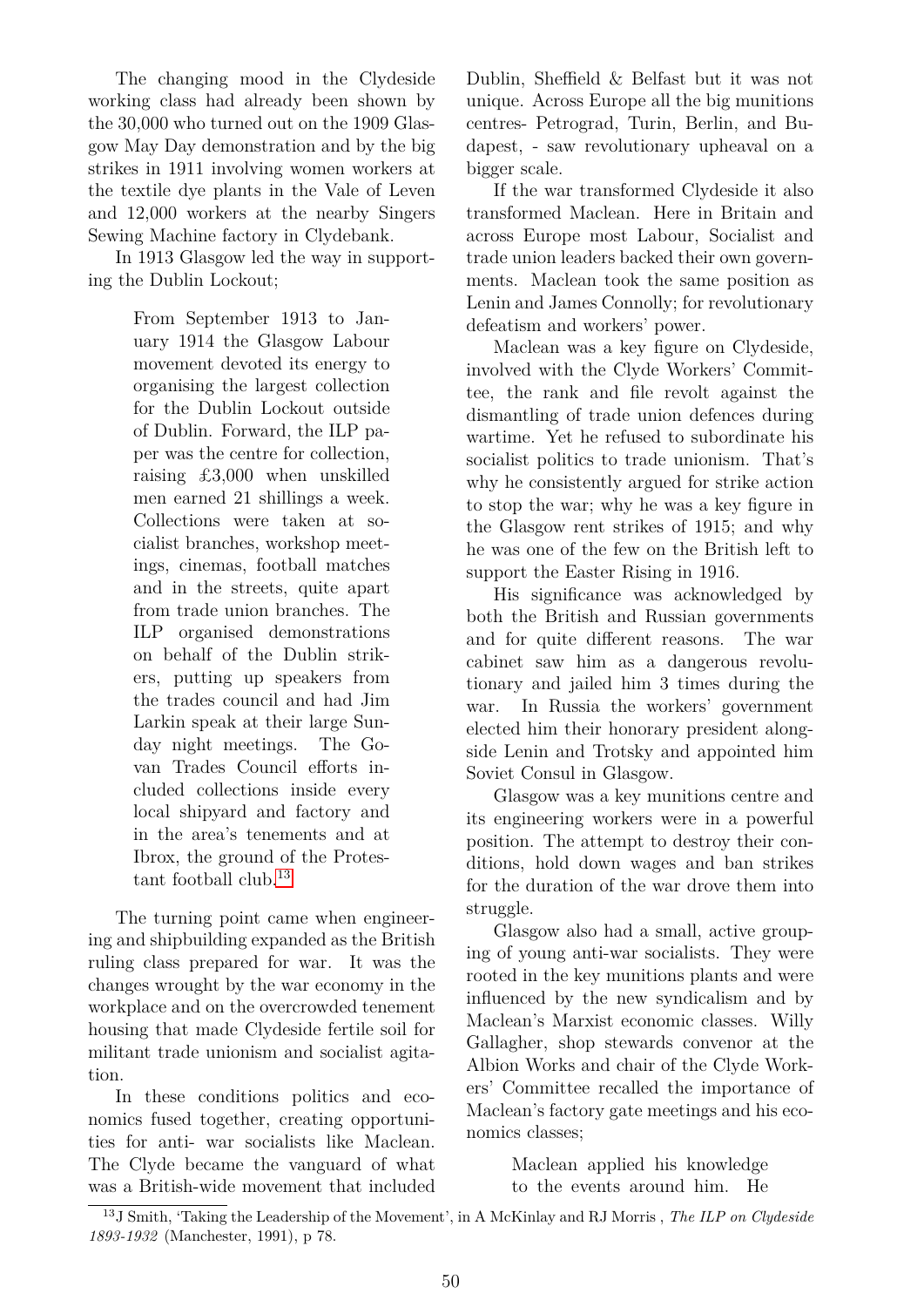The changing mood in the Clydeside working class had already been shown by the 30,000 who turned out on the 1909 Glasgow May Day demonstration and by the big strikes in 1911 involving women workers at the textile dye plants in the Vale of Leven and 12,000 workers at the nearby Singers Sewing Machine factory in Clydebank.

In 1913 Glasgow led the way in supporting the Dublin Lockout;

> From September 1913 to January 1914 the Glasgow Labour movement devoted its energy to organising the largest collection for the Dublin Lockout outside of Dublin. Forward, the ILP paper was the centre for collection, raising £3,000 when unskilled men earned 21 shillings a week. Collections were taken at socialist branches, workshop meetings, cinemas, football matches and in the streets, quite apart from trade union branches. The ILP organised demonstrations on behalf of the Dublin strikers, putting up speakers from the trades council and had Jim Larkin speak at their large Sunday night meetings. The Govan Trades Council efforts included collections inside every local shipyard and factory and in the area's tenements and at Ibrox, the ground of the Protestant football club.[13]

The turning point came when engineering and shipbuilding expanded as the British ruling class prepared for war. It was the changes wrought by the war economy in the workplace and on the overcrowded tenement housing that made Clydeside fertile soil for militant trade unionism and socialist agitation.

In these conditions politics and economics fused together, creating opportunities for anti- war socialists like Maclean. The Clyde became the vanguard of what was a British-wide movement that included Dublin, Sheffield & Belfast but it was not unique. Across Europe all the big munitions centres- Petrograd, Turin, Berlin, and Budapest, - saw revolutionary upheaval on a bigger scale.

If the war transformed Clydeside it also transformed Maclean. Here in Britain and across Europe most Labour, Socialist and trade union leaders backed their own governments. Maclean took the same position as Lenin and James Connolly; for revolutionary defeatism and workers' power.

Maclean was a key figure on Clydeside, involved with the Clyde Workers' Committee, the rank and file revolt against the dismantling of trade union defences during wartime. Yet he refused to subordinate his socialist politics to trade unionism. That's why he consistently argued for strike action to stop the war; why he was a key figure in the Glasgow rent strikes of 1915; and why he was one of the few on the British left to support the Easter Rising in 1916.

His significance was acknowledged by both the British and Russian governments and for quite different reasons. The war cabinet saw him as a dangerous revolutionary and jailed him 3 times during the war. In Russia the workers' government elected him their honorary president alongside Lenin and Trotsky and appointed him Soviet Consul in Glasgow.

Glasgow was a key munitions centre and its engineering workers were in a powerful position. The attempt to destroy their conditions, hold down wages and ban strikes for the duration of the war drove them into struggle.

Glasgow also had a small, active grouping of young anti-war socialists. They were rooted in the key munitions plants and were influenced by the new syndicalism and by Maclean's Marxist economic classes. Willy Gallagher, shop stewards convenor at the Albion Works and chair of the Clyde Workers' Committee recalled the importance of Maclean's factory gate meetings and his economics classes;

> Maclean applied his knowledge to the events around him. He

[13] J Smith, 'Taking the Leadership of the Movement', in A McKinlay and RJ Morris , *The ILP on Clydeside 1893-1932* (Manchester, 1991), p 78.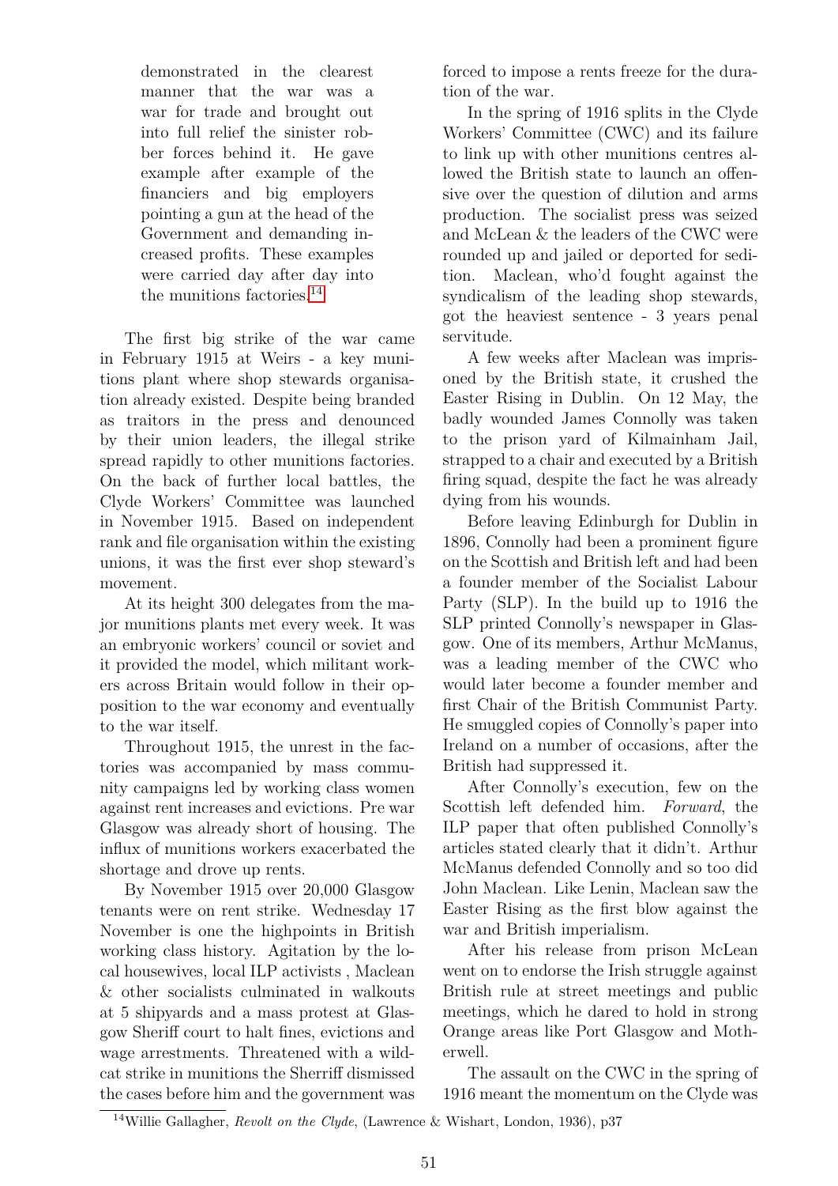> demonstrated in the clearest manner that the war was a war for trade and brought out into full relief the sinister robber forces behind it. He gave example after example of the financiers and big employers pointing a gun at the head of the Government and demanding increased profits. These examples were carried day after day into the munitions factories.[14]

The first big strike of the war came in February 1915 at Weirs - a key munitions plant where shop stewards organisation already existed. Despite being branded as traitors in the press and denounced by their union leaders, the illegal strike spread rapidly to other munitions factories. On the back of further local battles, the Clyde Workers' Committee was launched in November 1915. Based on independent rank and file organisation within the existing unions, it was the first ever shop steward's movement.

At its height 300 delegates from the major munitions plants met every week. It was an embryonic workers' council or soviet and it provided the model, which militant workers across Britain would follow in their opposition to the war economy and eventually to the war itself.

Throughout 1915, the unrest in the factories was accompanied by mass community campaigns led by working class women against rent increases and evictions. Pre war Glasgow was already short of housing. The influx of munitions workers exacerbated the shortage and drove up rents.

By November 1915 over 20,000 Glasgow tenants were on rent strike. Wednesday 17 November is one the highpoints in British working class history. Agitation by the local housewives, local ILP activists , Maclean & other socialists culminated in walkouts at 5 shipyards and a mass protest at Glasgow Sheriff court to halt fines, evictions and wage arrestments. Threatened with a wildcat strike in munitions the Sherriff dismissed the cases before him and the government was forced to impose a rents freeze for the duration of the war.

In the spring of 1916 splits in the Clyde Workers' Committee (CWC) and its failure to link up with other munitions centres allowed the British state to launch an offensive over the question of dilution and arms production. The socialist press was seized and McLean & the leaders of the CWC were rounded up and jailed or deported for sedition. Maclean, who'd fought against the syndicalism of the leading shop stewards, got the heaviest sentence - 3 years penal servitude.

A few weeks after Maclean was imprisoned by the British state, it crushed the Easter Rising in Dublin. On 12 May, the badly wounded James Connolly was taken to the prison yard of Kilmainham Jail, strapped to a chair and executed by a British firing squad, despite the fact he was already dying from his wounds.

Before leaving Edinburgh for Dublin in 1896, Connolly had been a prominent figure on the Scottish and British left and had been a founder member of the Socialist Labour Party (SLP). In the build up to 1916 the SLP printed Connolly's newspaper in Glasgow. One of its members, Arthur McManus, was a leading member of the CWC who would later become a founder member and first Chair of the British Communist Party. He smuggled copies of Connolly's paper into Ireland on a number of occasions, after the British had suppressed it.

After Connolly's execution, few on the Scottish left defended him. *Forward*, the ILP paper that often published Connolly's articles stated clearly that it didn't. Arthur McManus defended Connolly and so too did John Maclean. Like Lenin, Maclean saw the Easter Rising as the first blow against the war and British imperialism.

After his release from prison McLean went on to endorse the Irish struggle against British rule at street meetings and public meetings, which he dared to hold in strong Orange areas like Port Glasgow and Motherwell.

The assault on the CWC in the spring of 1916 meant the momentum on the Clyde was

[14] Willie Gallagher, *Revolt on the Clyde*, (Lawrence & Wishart, London, 1936), p37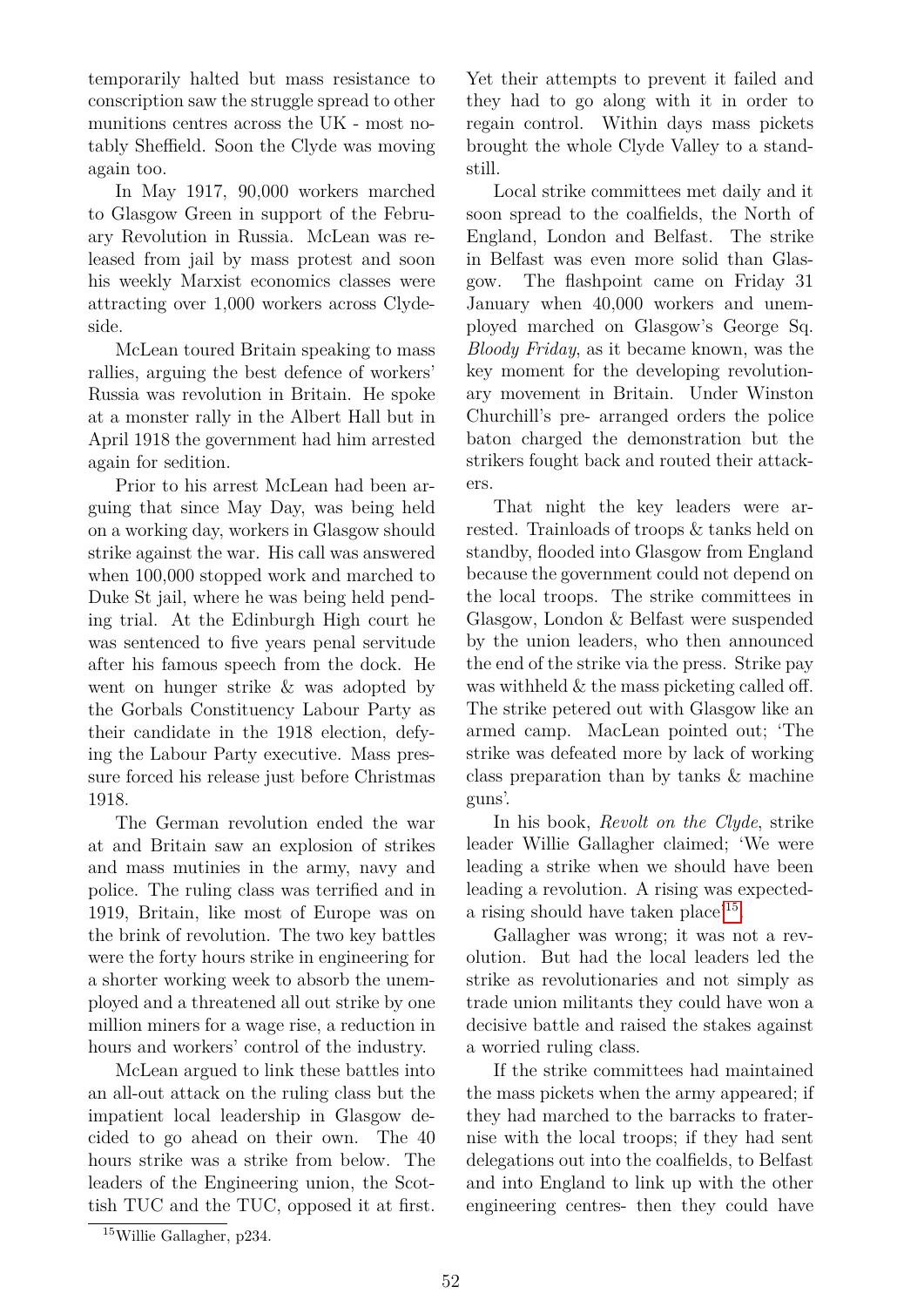temporarily halted but mass resistance to conscription saw the struggle spread to other munitions centres across the UK - most notably Sheffield. Soon the Clyde was moving again too.

In May 1917, 90,000 workers marched to Glasgow Green in support of the February Revolution in Russia. McLean was released from jail by mass protest and soon his weekly Marxist economics classes were attracting over 1,000 workers across Clydeside.

McLean toured Britain speaking to mass rallies, arguing the best defence of workers' Russia was revolution in Britain. He spoke at a monster rally in the Albert Hall but in April 1918 the government had him arrested again for sedition.

Prior to his arrest McLean had been arguing that since May Day, was being held on a working day, workers in Glasgow should strike against the war. His call was answered when 100,000 stopped work and marched to Duke St jail, where he was being held pending trial. At the Edinburgh High court he was sentenced to five years penal servitude after his famous speech from the dock. He went on hunger strike & was adopted by the Gorbals Constituency Labour Party as their candidate in the 1918 election, defying the Labour Party executive. Mass pressure forced his release just before Christmas 1918.

The German revolution ended the war at and Britain saw an explosion of strikes and mass mutinies in the army, navy and police. The ruling class was terrified and in 1919, Britain, like most of Europe was on the brink of revolution. The two key battles were the forty hours strike in engineering for a shorter working week to absorb the unemployed and a threatened all out strike by one million miners for a wage rise, a reduction in hours and workers' control of the industry.

McLean argued to link these battles into an all-out attack on the ruling class but the impatient local leadership in Glasgow decided to go ahead on their own. The 40 hours strike was a strike from below. The leaders of the Engineering union, the Scottish TUC and the TUC, opposed it at first. Yet their attempts to prevent it failed and they had to go along with it in order to regain control. Within days mass pickets brought the whole Clyde Valley to a standstill.

Local strike committees met daily and it soon spread to the coalfields, the North of England, London and Belfast. The strike in Belfast was even more solid than Glasgow. The flashpoint came on Friday 31 January when 40,000 workers and unemployed marched on Glasgow's George Sq. *Bloody Friday*, as it became known, was the key moment for the developing revolutionary movement in Britain. Under Winston Churchill's pre- arranged orders the police baton charged the demonstration but the strikers fought back and routed their attackers.

That night the key leaders were arrested. Trainloads of troops & tanks held on standby, flooded into Glasgow from England because the government could not depend on the local troops. The strike committees in Glasgow, London & Belfast were suspended by the union leaders, who then announced the end of the strike via the press. Strike pay was withheld & the mass picketing called off. The strike petered out with Glasgow like an armed camp. MacLean pointed out; 'The strike was defeated more by lack of working class preparation than by tanks & machine guns'.

In his book, *Revolt on the Clyde*, strike leader Willie Gallagher claimed; 'We were leading a strike when we should have been leading a revolution. A rising was expected- a rising should have taken place'[15]

Gallagher was wrong; it was not a revolution. But had the local leaders led the strike as revolutionaries and not simply as trade union militants they could have won a decisive battle and raised the stakes against a worried ruling class.

If the strike committees had maintained the mass pickets when the army appeared; if they had marched to the barracks to fraternise with the local troops; if they had sent delegations out into the coalfields, to Belfast and into England to link up with the other engineering centres- then they could have

[15] Willie Gallagher, p234.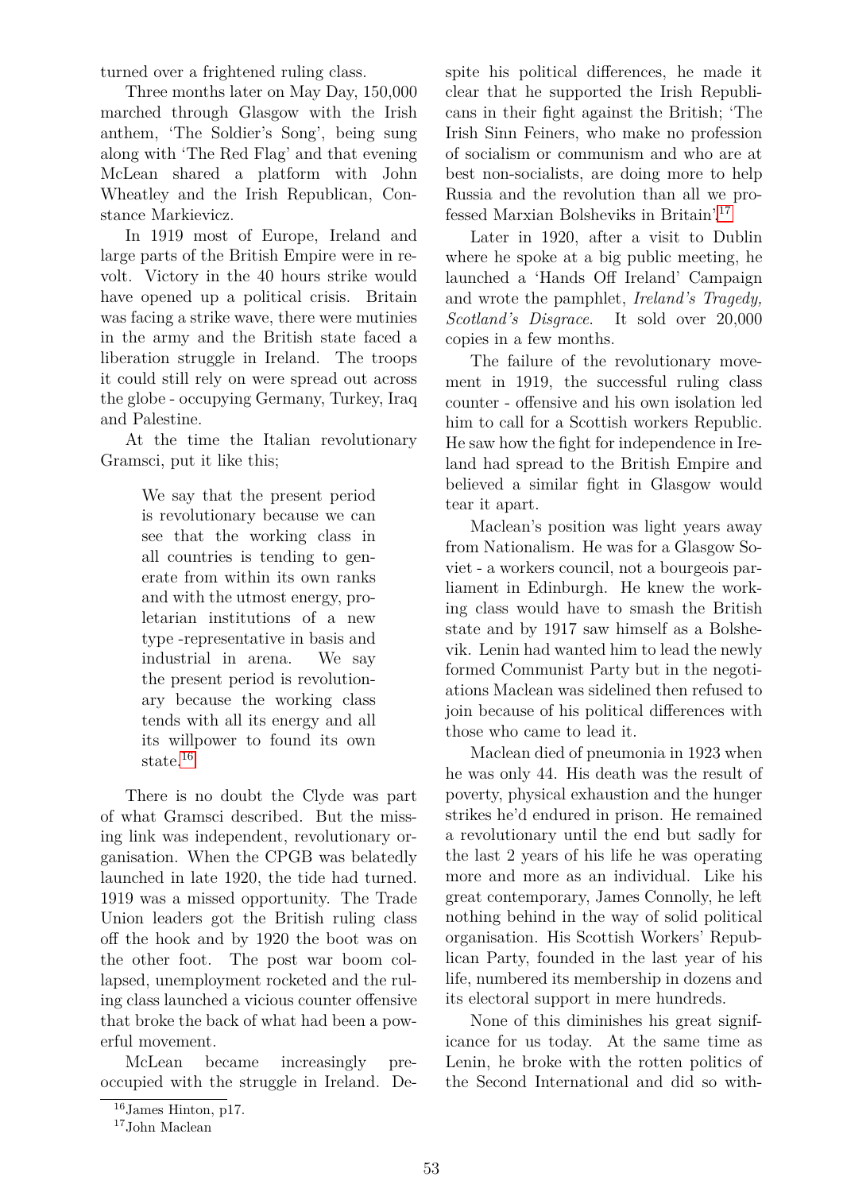turned over a frightened ruling class.

Three months later on May Day, 150,000 marched through Glasgow with the Irish anthem, 'The Soldier's Song', being sung along with 'The Red Flag' and that evening McLean shared a platform with John Wheatley and the Irish Republican, Constance Markievicz.

In 1919 most of Europe, Ireland and large parts of the British Empire were in revolt. Victory in the 40 hours strike would have opened up a political crisis. Britain was facing a strike wave, there were mutinies in the army and the British state faced a liberation struggle in Ireland. The troops it could still rely on were spread out across the globe - occupying Germany, Turkey, Iraq and Palestine.

At the time the Italian revolutionary Gramsci, put it like this;

> We say that the present period is revolutionary because we can see that the working class in all countries is tending to generate from within its own ranks and with the utmost energy, proletarian institutions of a new type -representative in basis and industrial in arena. We say the present period is revolutionary because the working class tends with all its energy and all its willpower to found its own state.[16]

There is no doubt the Clyde was part of what Gramsci described. But the missing link was independent, revolutionary organisation. When the CPGB was belatedly launched in late 1920, the tide had turned. 1919 was a missed opportunity. The Trade Union leaders got the British ruling class off the hook and by 1920 the boot was on the other foot. The post war boom collapsed, unemployment rocketed and the ruling class launched a vicious counter offensive that broke the back of what had been a powerful movement.

McLean became increasingly preoccupied with the struggle in Ireland. Despite his political differences, he made it clear that he supported the Irish Republicans in their fight against the British; 'The Irish Sinn Feiners, who make no profession of socialism or communism and who are at best non-socialists, are doing more to help Russia and the revolution than all we professed Marxian Bolsheviks in Britain'[17]

Later in 1920, after a visit to Dublin where he spoke at a big public meeting, he launched a 'Hands Off Ireland' Campaign and wrote the pamphlet, *Ireland's Tragedy, Scotland's Disgrace*. It sold over 20,000 copies in a few months.

The failure of the revolutionary movement in 1919, the successful ruling class counter - offensive and his own isolation led him to call for a Scottish workers Republic. He saw how the fight for independence in Ireland had spread to the British Empire and believed a similar fight in Glasgow would tear it apart.

Maclean's position was light years away from Nationalism. He was for a Glasgow Soviet - a workers council, not a bourgeois parliament in Edinburgh. He knew the working class would have to smash the British state and by 1917 saw himself as a Bolshevik. Lenin had wanted him to lead the newly formed Communist Party but in the negotiations Maclean was sidelined then refused to join because of his political differences with those who came to lead it.

Maclean died of pneumonia in 1923 when he was only 44. His death was the result of poverty, physical exhaustion and the hunger strikes he'd endured in prison. He remained a revolutionary until the end but sadly for the last 2 years of his life he was operating more and more as an individual. Like his great contemporary, James Connolly, he left nothing behind in the way of solid political organisation. His Scottish Workers' Republican Party, founded in the last year of his life, numbered its membership in dozens and its electoral support in mere hundreds.

None of this diminishes his great significance for us today. At the same time as Lenin, he broke with the rotten politics of the Second International and did so with-

[16] James Hinton, p17.

[17] John Maclean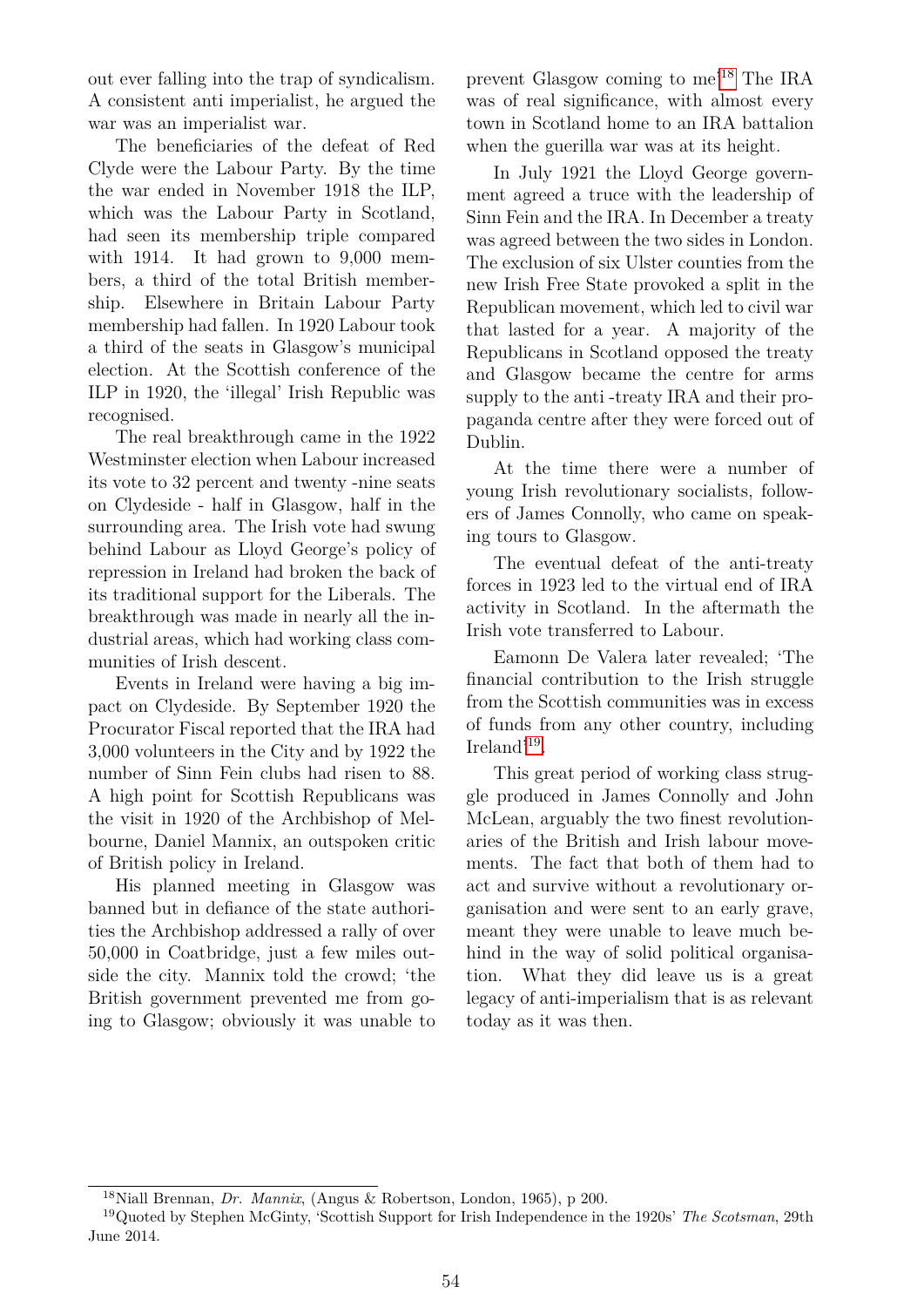out ever falling into the trap of syndicalism. A consistent anti imperialist, he argued the war was an imperialist war.

The beneficiaries of the defeat of Red Clyde were the Labour Party. By the time the war ended in November 1918 the ILP, which was the Labour Party in Scotland, had seen its membership triple compared with 1914. It had grown to 9,000 members, a third of the total British membership. Elsewhere in Britain Labour Party membership had fallen. In 1920 Labour took a third of the seats in Glasgow's municipal election. At the Scottish conference of the ILP in 1920, the 'illegal' Irish Republic was recognised.

The real breakthrough came in the 1922 Westminster election when Labour increased its vote to 32 percent and twenty -nine seats on Clydeside - half in Glasgow, half in the surrounding area. The Irish vote had swung behind Labour as Lloyd George's policy of repression in Ireland had broken the back of its traditional support for the Liberals. The breakthrough was made in nearly all the industrial areas, which had working class communities of Irish descent.

Events in Ireland were having a big impact on Clydeside. By September 1920 the Procurator Fiscal reported that the IRA had 3,000 volunteers in the City and by 1922 the number of Sinn Fein clubs had risen to 88. A high point for Scottish Republicans was the visit in 1920 of the Archbishop of Melbourne, Daniel Mannix, an outspoken critic of British policy in Ireland.

His planned meeting in Glasgow was banned but in defiance of the state authorities the Archbishop addressed a rally of over 50,000 in Coatbridge, just a few miles outside the city. Mannix told the crowd; 'the British government prevented me from going to Glasgow; obviously it was unable to prevent Glasgow coming to me'[18] The IRA was of real significance, with almost every town in Scotland home to an IRA battalion when the guerilla war was at its height.

In July 1921 the Lloyd George government agreed a truce with the leadership of Sinn Fein and the IRA. In December a treaty was agreed between the two sides in London. The exclusion of six Ulster counties from the new Irish Free State provoked a split in the Republican movement, which led to civil war that lasted for a year. A majority of the Republicans in Scotland opposed the treaty and Glasgow became the centre for arms supply to the anti -treaty IRA and their propaganda centre after they were forced out of Dublin.

At the time there were a number of young Irish revolutionary socialists, followers of James Connolly, who came on speaking tours to Glasgow.

The eventual defeat of the anti-treaty forces in 1923 led to the virtual end of IRA activity in Scotland. In the aftermath the Irish vote transferred to Labour.

Eamonn De Valera later revealed; 'The financial contribution to the Irish struggle from the Scottish communities was in excess of funds from any other country, including Ireland'[19].

This great period of working class struggle produced in James Connolly and John McLean, arguably the two finest revolutionaries of the British and Irish labour movements. The fact that both of them had to act and survive without a revolutionary organisation and were sent to an early grave, meant they were unable to leave much behind in the way of solid political organisation. What they did leave us is a great legacy of anti-imperialism that is as relevant today as it was then.

---

[18] Niall Brennan, *Dr. Mannix*, (Angus & Robertson, London, 1965), p 200.

[19] Quoted by Stephen McGinty, 'Scottish Support for Irish Independence in the 1920s' *The Scotsman*, 29th June 2014.